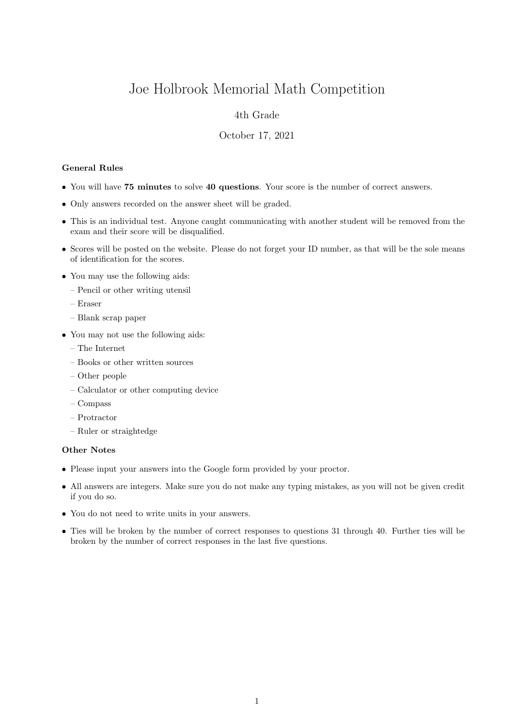# Joe Holbrook Memorial Math Competition

4th Grade

October 17, 2021

### General Rules

- You will have **75 minutes** to solve **40 questions**. Your score is the number of correct answers.
- Only answers recorded on the answer sheet will be graded.
- This is an individual test. Anyone caught communicating with another student will be removed from the exam and their score will be disqualified.
- Scores will be posted on the website. Please do not forget your ID number, as that will be the sole means of identification for the scores.
- You may use the following aids:
  - Pencil or other writing utensil
  - Eraser
  - Blank scrap paper
- You may not use the following aids:
  - The Internet
  - Books or other written sources
  - Other people
  - Calculator or other computing device
  - Compass
  - Protractor
  - Ruler or straightedge

### Other Notes

- Please input your answers into the Google form provided by your proctor.
- All answers are integers. Make sure you do not make any typing mistakes, as you will not be given credit if you do so.
- You do not need to write units in your answers.
- Ties will be broken by the number of correct responses to questions 31 through 40. Further ties will be broken by the number of correct responses in the last five questions.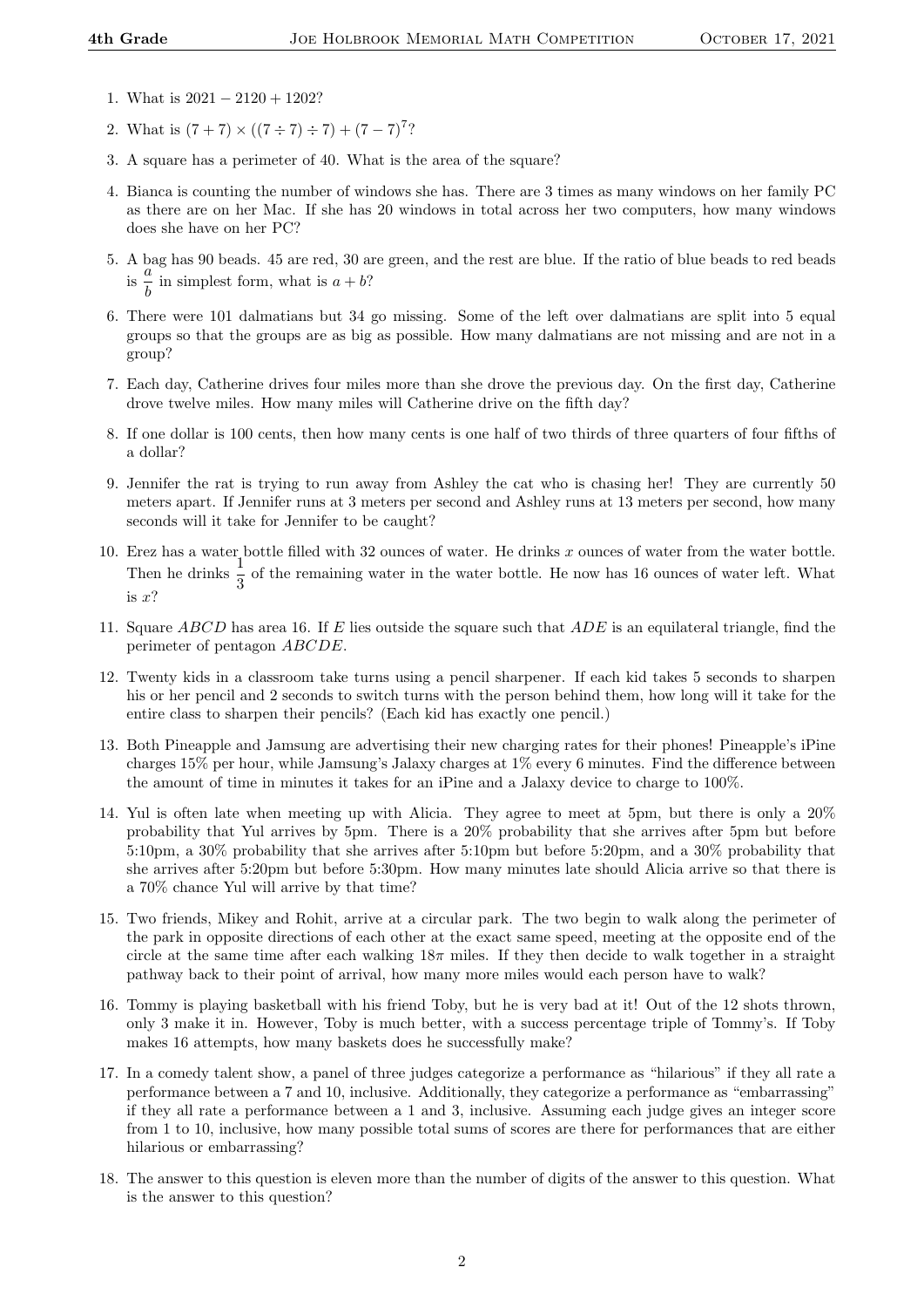1. What is $2021 - 2120 + 1202$?

2. What is $(7 + 7) \times ((7 \div 7) \div 7) + (7 - 7)^7$?

3. A square has a perimeter of 40. What is the area of the square?

4. Bianca is counting the number of windows she has. There are 3 times as many windows on her family PC as there are on her Mac. If she has 20 windows in total across her two computers, how many windows does she have on her PC?

5. A bag has 90 beads. 45 are red, 30 are green, and the rest are blue. If the ratio of blue beads to red beads is $\frac{a}{b}$ in simplest form, what is $a + b$?

6. There were 101 dalmatians but 34 go missing. Some of the left over dalmatians are split into 5 equal groups so that the groups are as big as possible. How many dalmatians are not missing and are not in a group?

7. Each day, Catherine drives four miles more than she drove the previous day. On the first day, Catherine drove twelve miles. How many miles will Catherine drive on the fifth day?

8. If one dollar is 100 cents, then how many cents is one half of two thirds of three quarters of four fifths of a dollar?

9. Jennifer the rat is trying to run away from Ashley the cat who is chasing her! They are currently 50 meters apart. If Jennifer runs at 3 meters per second and Ashley runs at 13 meters per second, how many seconds will it take for Jennifer to be caught?

10. Erez has a water bottle filled with 32 ounces of water. He drinks $x$ ounces of water from the water bottle. Then he drinks $\frac{1}{3}$ of the remaining water in the water bottle. He now has 16 ounces of water left. What is $x$?

11. Square $ABCD$ has area 16. If $E$ lies outside the square such that $ADE$ is an equilateral triangle, find the perimeter of pentagon $ABCDE$.

12. Twenty kids in a classroom take turns using a pencil sharpener. If each kid takes 5 seconds to sharpen his or her pencil and 2 seconds to switch turns with the person behind them, how long will it take for the entire class to sharpen their pencils? (Each kid has exactly one pencil.)

13. Both Pineapple and Jamsung are advertising their new charging rates for their phones! Pineapple's iPine charges 15% per hour, while Jamsung's Jalaxy charges at 1% every 6 minutes. Find the difference between the amount of time in minutes it takes for an iPine and a Jalaxy device to charge to 100%.

14. Yul is often late when meeting up with Alicia. They agree to meet at 5pm, but there is only a 20% probability that Yul arrives by 5pm. There is a 20% probability that she arrives after 5pm but before 5:10pm, a 30% probability that she arrives after 5:10pm but before 5:20pm, and a 30% probability that she arrives after 5:20pm but before 5:30pm. How many minutes late should Alicia arrive so that there is a 70% chance Yul will arrive by that time?

15. Two friends, Mikey and Rohit, arrive at a circular park. The two begin to walk along the perimeter of the park in opposite directions of each other at the exact same speed, meeting at the opposite end of the circle at the same time after each walking $18\pi$ miles. If they then decide to walk together in a straight pathway back to their point of arrival, how many more miles would each person have to walk?

16. Tommy is playing basketball with his friend Toby, but he is very bad at it! Out of the 12 shots thrown, only 3 make it in. However, Toby is much better, with a success percentage triple of Tommy's. If Toby makes 16 attempts, how many baskets does he successfully make?

17. In a comedy talent show, a panel of three judges categorize a performance as "hilarious" if they all rate a performance between a 7 and 10, inclusive. Additionally, they categorize a performance as "embarrassing" if they all rate a performance between a 1 and 3, inclusive. Assuming each judge gives an integer score from 1 to 10, inclusive, how many possible total sums of scores are there for performances that are either hilarious or embarrassing?

18. The answer to this question is eleven more than the number of digits of the answer to this question. What is the answer to this question?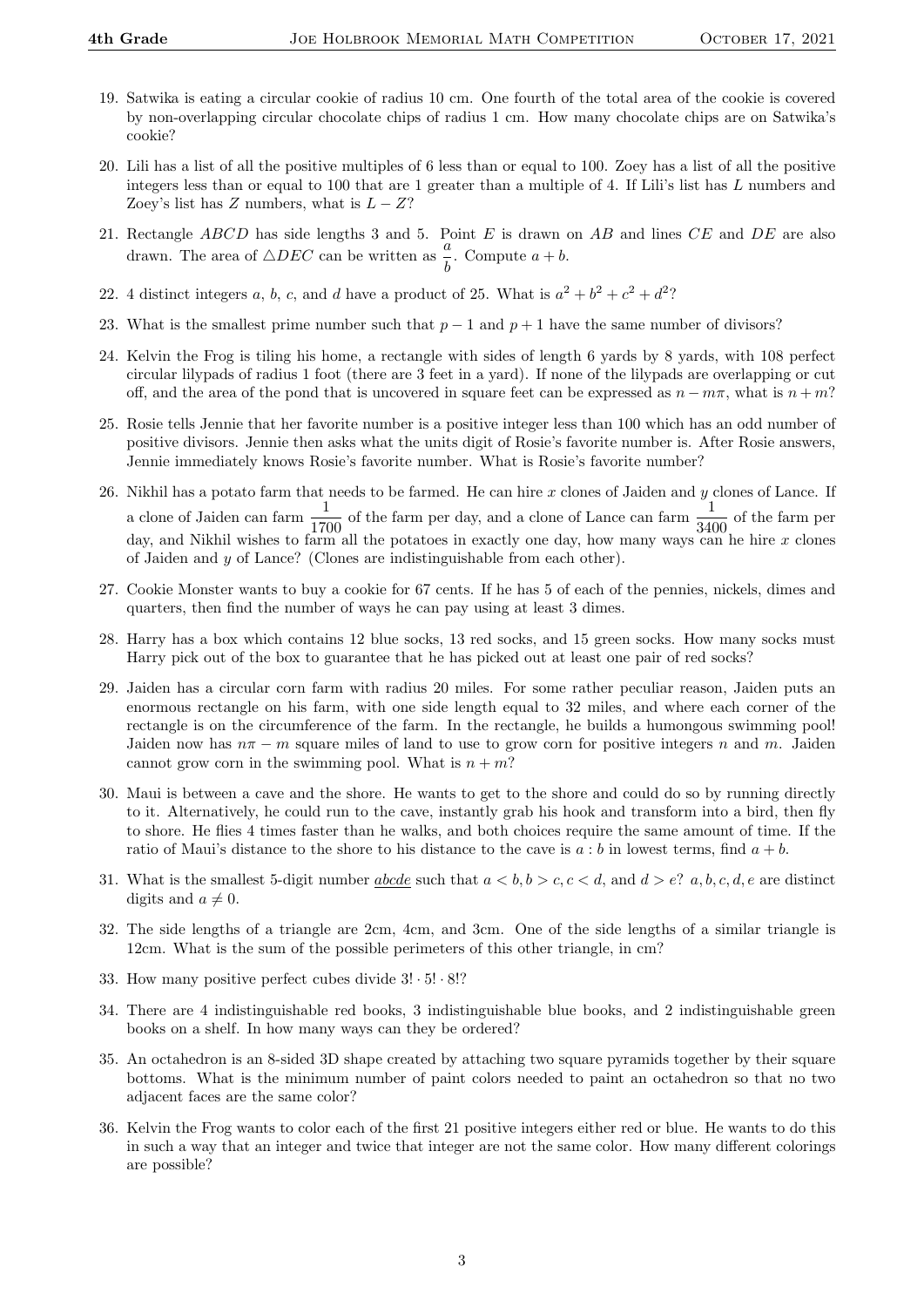19. Satwika is eating a circular cookie of radius 10 cm. One fourth of the total area of the cookie is covered by non-overlapping circular chocolate chips of radius 1 cm. How many chocolate chips are on Satwika's cookie?

20. Lili has a list of all the positive multiples of 6 less than or equal to 100. Zoey has a list of all the positive integers less than or equal to 100 that are 1 greater than a multiple of 4. If Lili's list has $L$ numbers and Zoey's list has $Z$ numbers, what is $L - Z$?

21. Rectangle $ABCD$ has side lengths 3 and 5. Point $E$ is drawn on $AB$ and lines $CE$ and $DE$ are also drawn. The area of $\triangle DEC$ can be written as $\frac{a}{b}$. Compute $a + b$.

22. 4 distinct integers $a$, $b$, $c$, and $d$ have a product of 25. What is $a^2 + b^2 + c^2 + d^2$?

23. What is the smallest prime number such that $p - 1$ and $p + 1$ have the same number of divisors?

24. Kelvin the Frog is tiling his home, a rectangle with sides of length 6 yards by 8 yards, with 108 perfect circular lilypads of radius 1 foot (there are 3 feet in a yard). If none of the lilypads are overlapping or cut off, and the area of the pond that is uncovered in square feet can be expressed as $n - m\pi$, what is $n + m$?

25. Rosie tells Jennie that her favorite number is a positive integer less than 100 which has an odd number of positive divisors. Jennie then asks what the units digit of Rosie's favorite number is. After Rosie answers, Jennie immediately knows Rosie's favorite number. What is Rosie's favorite number?

26. Nikhil has a potato farm that needs to be farmed. He can hire $x$ clones of Jaiden and $y$ clones of Lance. If a clone of Jaiden can farm $\frac{1}{1700}$ of the farm per day, and a clone of Lance can farm $\frac{1}{3400}$ of the farm per day, and Nikhil wishes to farm all the potatoes in exactly one day, how many ways can he hire $x$ clones of Jaiden and $y$ of Lance? (Clones are indistinguishable from each other).

27. Cookie Monster wants to buy a cookie for 67 cents. If he has 5 of each of the pennies, nickels, dimes and quarters, then find the number of ways he can pay using at least 3 dimes.

28. Harry has a box which contains 12 blue socks, 13 red socks, and 15 green socks. How many socks must Harry pick out of the box to guarantee that he has picked out at least one pair of red socks?

29. Jaiden has a circular corn farm with radius 20 miles. For some rather peculiar reason, Jaiden puts an enormous rectangle on his farm, with one side length equal to 32 miles, and where each corner of the rectangle is on the circumference of the farm. In the rectangle, he builds a humongous swimming pool! Jaiden now has $n\pi - m$ square miles of land to use to grow corn for positive integers $n$ and $m$. Jaiden cannot grow corn in the swimming pool. What is $n + m$?

30. Maui is between a cave and the shore. He wants to get to the shore and could do so by running directly to it. Alternatively, he could run to the cave, instantly grab his hook and transform into a bird, then fly to shore. He flies 4 times faster than he walks, and both choices require the same amount of time. If the ratio of Maui's distance to the shore to his distance to the cave is $a : b$ in lowest terms, find $a + b$.

31. What is the smallest 5-digit number $\underline{abcde}$ such that $a < b, b > c, c < d$, and $d > e$? $a, b, c, d, e$ are distinct digits and $a \neq 0$.

32. The side lengths of a triangle are 2cm, 4cm, and 3cm. One of the side lengths of a similar triangle is 12cm. What is the sum of the possible perimeters of this other triangle, in cm?

33. How many positive perfect cubes divide $3! \cdot 5! \cdot 8!$?

34. There are 4 indistinguishable red books, 3 indistinguishable blue books, and 2 indistinguishable green books on a shelf. In how many ways can they be ordered?

35. An octahedron is an 8-sided 3D shape created by attaching two square pyramids together by their square bottoms. What is the minimum number of paint colors needed to paint an octahedron so that no two adjacent faces are the same color?

36. Kelvin the Frog wants to color each of the first 21 positive integers either red or blue. He wants to do this in such a way that an integer and twice that integer are not the same color. How many different colorings are possible?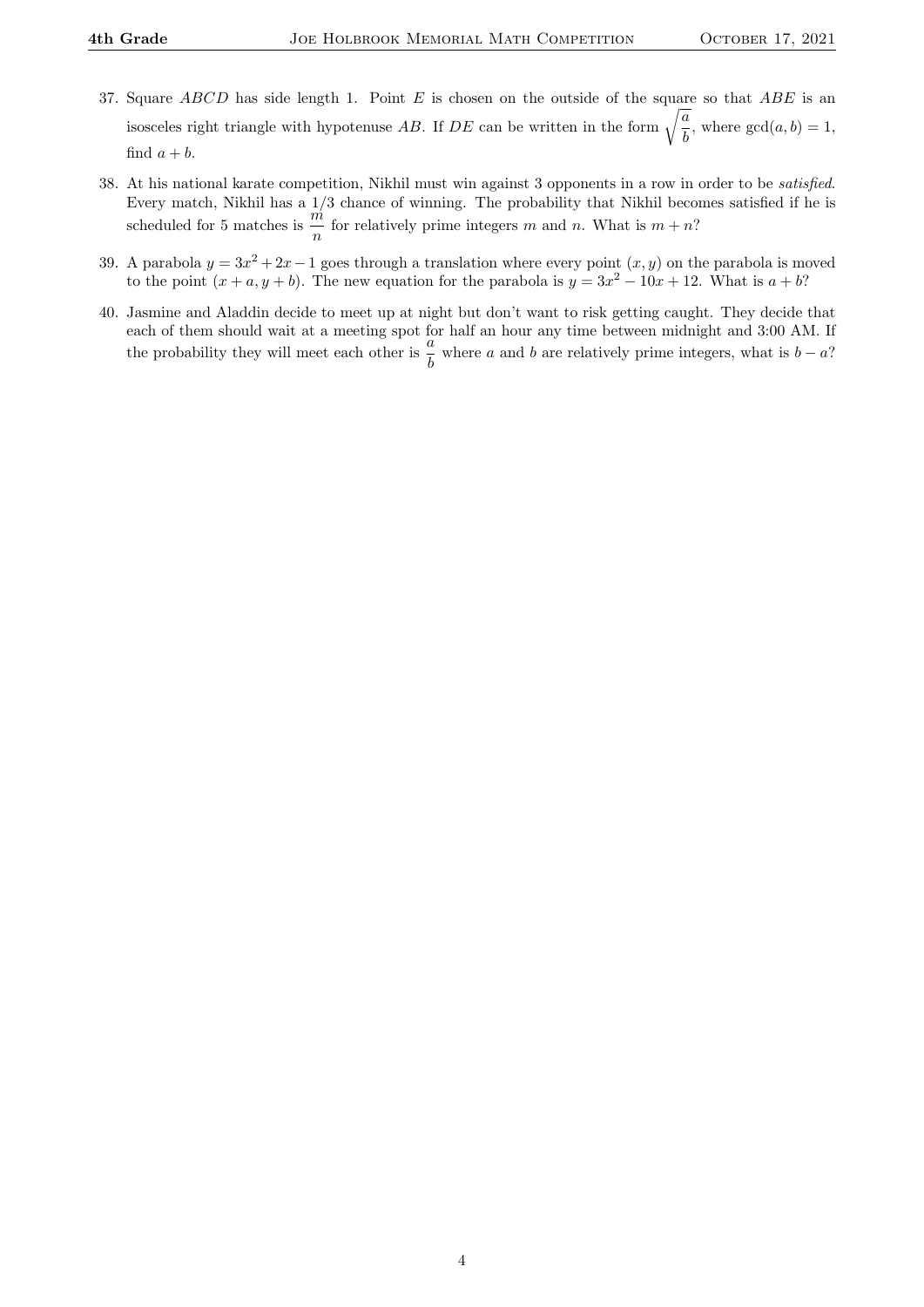37. Square $ABCD$ has side length 1. Point $E$ is chosen on the outside of the square so that $ABE$ is an isosceles right triangle with hypotenuse $AB$. If $DE$ can be written in the form $\sqrt{\frac{a}{b}}$, where $\gcd(a, b) = 1$, find $a + b$.

38. At his national karate competition, Nikhil must win against 3 opponents in a row in order to be *satisfied*. Every match, Nikhil has a $1/3$ chance of winning. The probability that Nikhil becomes satisfied if he is scheduled for 5 matches is $\frac{m}{n}$ for relatively prime integers $m$ and $n$. What is $m + n$?

39. A parabola $y = 3x^2 + 2x - 1$ goes through a translation where every point $(x, y)$ on the parabola is moved to the point $(x + a, y + b)$. The new equation for the parabola is $y = 3x^2 - 10x + 12$. What is $a + b$?

40. Jasmine and Aladdin decide to meet up at night but don't want to risk getting caught. They decide that each of them should wait at a meeting spot for half an hour any time between midnight and 3:00 AM. If the probability they will meet each other is $\frac{a}{b}$ where $a$ and $b$ are relatively prime integers, what is $b - a$?